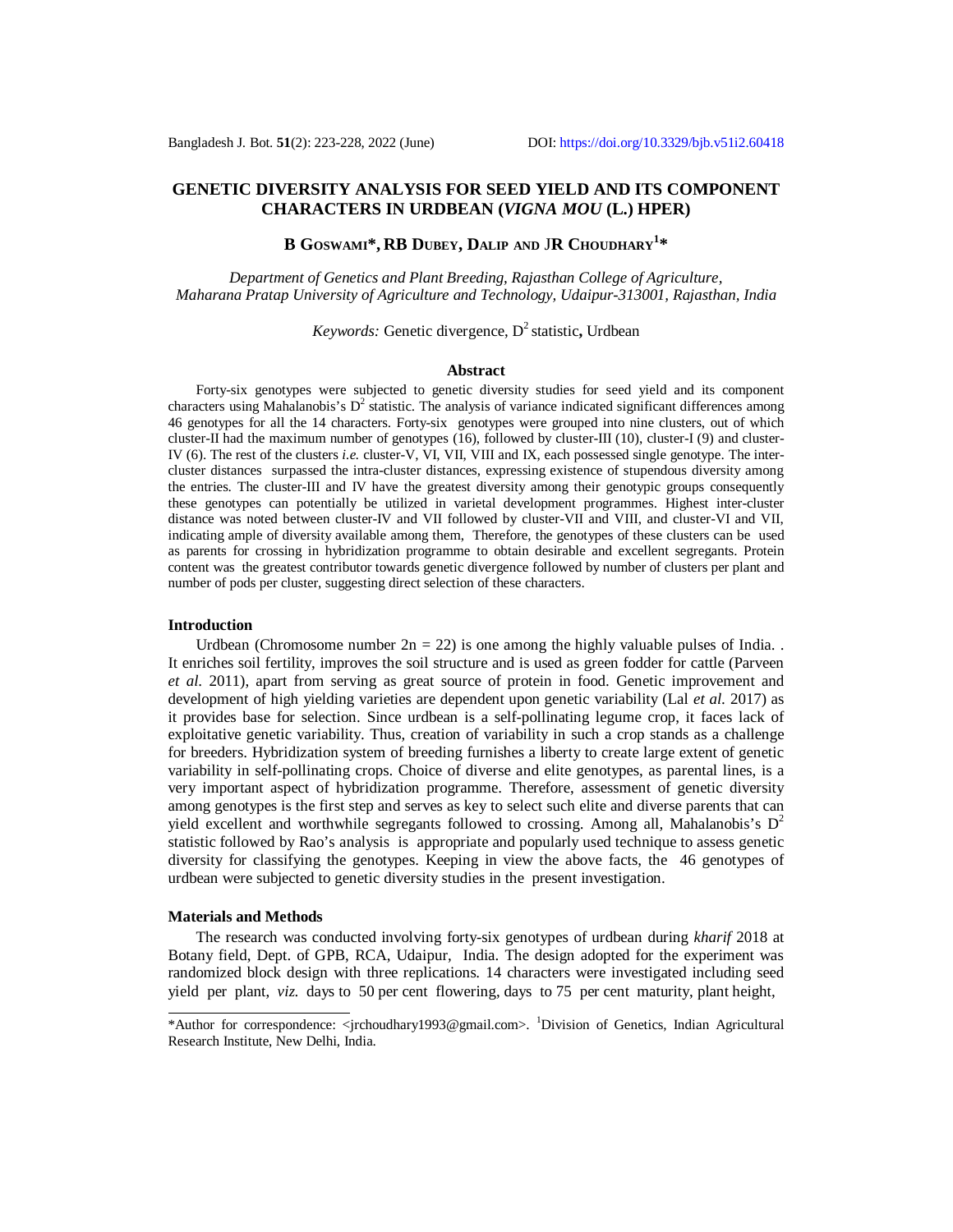# GENETIC DIVERSITY ANALYSIS FOR SEED YIELD AND ITS COMPONENT CHARACTERS IN URDBEAN (*VIGNA MOU* (L.) HPER)

**B GOSWAMI\*, RB DUBEY, DALIP AND JR CHOUDHARY[1]\***

*Department of Genetics and Plant Breeding, Rajasthan College of Agriculture, Maharana Pratap University of Agriculture and Technology, Udaipur-313001, Rajasthan, India*

*Keywords:* Genetic divergence, $D^2$ statistic**,** Urdbean

## Abstract

Forty-six genotypes were subjected to genetic diversity studies for seed yield and its component characters using Mahalanobis's $D^2$ statistic. The analysis of variance indicated significant differences among 46 genotypes for all the 14 characters. Forty-six genotypes were grouped into nine clusters, out of which cluster-II had the maximum number of genotypes (16), followed by cluster-III (10), cluster-I (9) and cluster-IV (6). The rest of the clusters *i.e.* cluster-V, VI, VII, VIII and IX, each possessed single genotype. The inter-cluster distances surpassed the intra-cluster distances, expressing existence of stupendous diversity among the entries. The cluster-III and IV have the greatest diversity among their genotypic groups consequently these genotypes can potentially be utilized in varietal development programmes. Highest inter-cluster distance was noted between cluster-IV and VII followed by cluster-VII and VIII, and cluster-VI and VII, indicating ample of diversity available among them, Therefore, the genotypes of these clusters can be used as parents for crossing in hybridization programme to obtain desirable and excellent segregants. Protein content was the greatest contributor towards genetic divergence followed by number of clusters per plant and number of pods per cluster, suggesting direct selection of these characters.

## Introduction

Urdbean (Chromosome number 2n = 22) is one among the highly valuable pulses of India. . It enriches soil fertility, improves the soil structure and is used as green fodder for cattle (Parveen *et al.* 2011), apart from serving as great source of protein in food. Genetic improvement and development of high yielding varieties are dependent upon genetic variability (Lal *et al.* 2017) as it provides base for selection. Since urdbean is a self-pollinating legume crop, it faces lack of exploitative genetic variability. Thus, creation of variability in such a crop stands as a challenge for breeders. Hybridization system of breeding furnishes a liberty to create large extent of genetic variability in self-pollinating crops. Choice of diverse and elite genotypes, as parental lines, is a very important aspect of hybridization programme. Therefore, assessment of genetic diversity among genotypes is the first step and serves as key to select such elite and diverse parents that can yield excellent and worthwhile segregants followed to crossing. Among all, Mahalanobis's $D^2$ statistic followed by Rao's analysis is appropriate and popularly used technique to assess genetic diversity for classifying the genotypes. Keeping in view the above facts, the 46 genotypes of urdbean were subjected to genetic diversity studies in the present investigation.

## Materials and Methods

The research was conducted involving forty-six genotypes of urdbean during *kharif* 2018 at Botany field, Dept. of GPB, RCA, Udaipur, India. The design adopted for the experiment was randomized block design with three replications. 14 characters were investigated including seed yield per plant, *viz.* days to 50 per cent flowering, days to 75 per cent maturity, plant height,

\*Author for correspondence: <jrchoudhary1993@gmail.com>. [1]Division of Genetics, Indian Agricultural Research Institute, New Delhi, India.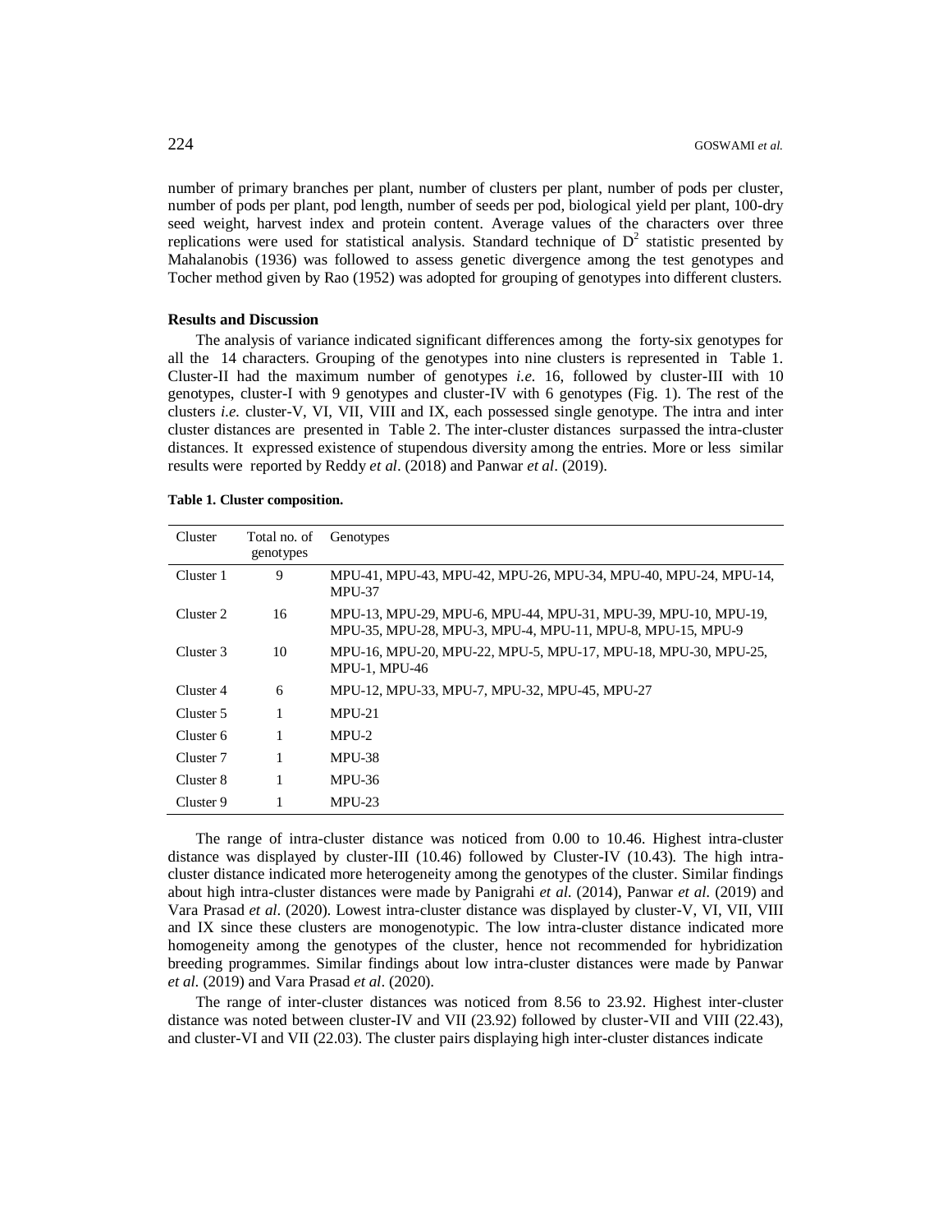number of primary branches per plant, number of clusters per plant, number of pods per cluster, number of pods per plant, pod length, number of seeds per pod, biological yield per plant, 100-dry seed weight, harvest index and protein content. Average values of the characters over three replications were used for statistical analysis. Standard technique of $D^2$ statistic presented by Mahalanobis (1936) was followed to assess genetic divergence among the test genotypes and Tocher method given by Rao (1952) was adopted for grouping of genotypes into different clusters.

## Results and Discussion

The analysis of variance indicated significant differences among the forty-six genotypes for all the 14 characters. Grouping of the genotypes into nine clusters is represented in Table 1. Cluster-II had the maximum number of genotypes *i.e.* 16, followed by cluster-III with 10 genotypes, cluster-I with 9 genotypes and cluster-IV with 6 genotypes (Fig. 1). The rest of the clusters *i.e.* cluster-V, VI, VII, VIII and IX, each possessed single genotype. The intra and inter cluster distances are presented in Table 2. The inter-cluster distances surpassed the intra-cluster distances. It expressed existence of stupendous diversity among the entries. More or less similar results were reported by Reddy *et al*. (2018) and Panwar *et al*. (2019).

**Table 1. Cluster composition.**

| Cluster | Total no. of genotypes | Genotypes |
|---|---|---|
| Cluster 1 | 9 | MPU-41, MPU-43, MPU-42, MPU-26, MPU-34, MPU-40, MPU-24, MPU-14, MPU-37 |
| Cluster 2 | 16 | MPU-13, MPU-29, MPU-6, MPU-44, MPU-31, MPU-39, MPU-10, MPU-19, MPU-35, MPU-28, MPU-3, MPU-4, MPU-11, MPU-8, MPU-15, MPU-9 |
| Cluster 3 | 10 | MPU-16, MPU-20, MPU-22, MPU-5, MPU-17, MPU-18, MPU-30, MPU-25, MPU-1, MPU-46 |
| Cluster 4 | 6 | MPU-12, MPU-33, MPU-7, MPU-32, MPU-45, MPU-27 |
| Cluster 5 | 1 | MPU-21 |
| Cluster 6 | 1 | MPU-2 |
| Cluster 7 | 1 | MPU-38 |
| Cluster 8 | 1 | MPU-36 |
| Cluster 9 | 1 | MPU-23 |

The range of intra-cluster distance was noticed from 0.00 to 10.46. Highest intra-cluster distance was displayed by cluster-III (10.46) followed by Cluster-IV (10.43). The high intra-cluster distance indicated more heterogeneity among the genotypes of the cluster. Similar findings about high intra-cluster distances were made by Panigrahi *et al*. (2014), Panwar *et al*. (2019) and Vara Prasad *et al*. (2020). Lowest intra-cluster distance was displayed by cluster-V, VI, VII, VIII and IX since these clusters are monogenotypic. The low intra-cluster distance indicated more homogeneity among the genotypes of the cluster, hence not recommended for hybridization breeding programmes. Similar findings about low intra-cluster distances were made by Panwar *et al*. (2019) and Vara Prasad *et al*. (2020).

The range of inter-cluster distances was noticed from 8.56 to 23.92. Highest inter-cluster distance was noted between cluster-IV and VII (23.92) followed by cluster-VII and VIII (22.43), and cluster-VI and VII (22.03). The cluster pairs displaying high inter-cluster distances indicate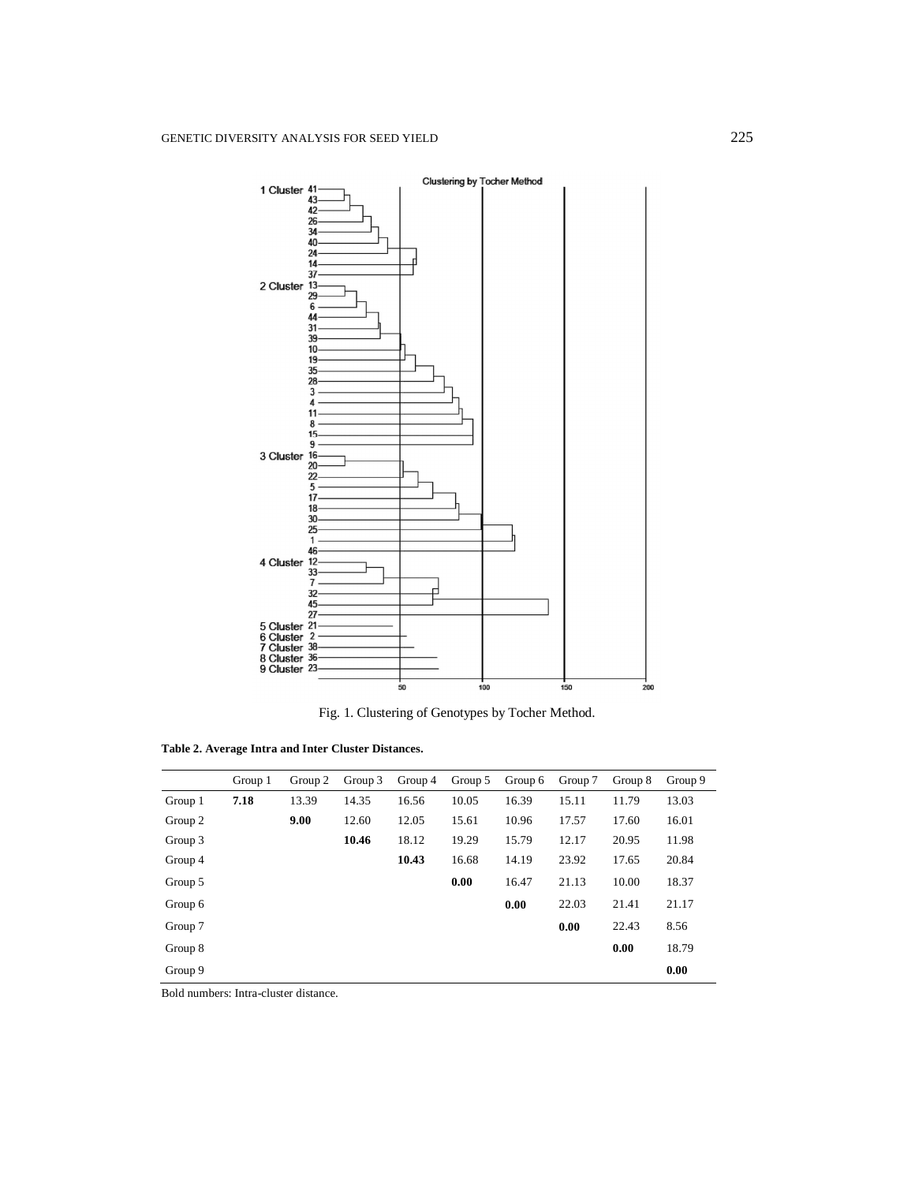Fig. 1. Clustering of Genotypes by Tocher Method.

**Table 2. Average Intra and Inter Cluster Distances.**

| | Group 1 | Group 2 | Group 3 | Group 4 | Group 5 | Group 6 | Group 7 | Group 8 | Group 9 |
|---|---|---|---|---|---|---|---|---|---|
| Group 1 | **7.18** | 13.39 | 14.35 | 16.56 | 10.05 | 16.39 | 15.11 | 11.79 | 13.03 |
| Group 2 | | **9.00** | 12.60 | 12.05 | 15.61 | 10.96 | 17.57 | 17.60 | 16.01 |
| Group 3 | | | **10.46** | 18.12 | 19.29 | 15.79 | 12.17 | 20.95 | 11.98 |
| Group 4 | | | | **10.43** | 16.68 | 14.19 | 23.92 | 17.65 | 20.84 |
| Group 5 | | | | | **0.00** | 16.47 | 21.13 | 10.00 | 18.37 |
| Group 6 | | | | | | **0.00** | 22.03 | 21.41 | 21.17 |
| Group 7 | | | | | | | **0.00** | 22.43 | 8.56 |
| Group 8 | | | | | | | | **0.00** | 18.79 |
| Group 9 | | | | | | | | | **0.00** |

Bold numbers: Intra-cluster distance.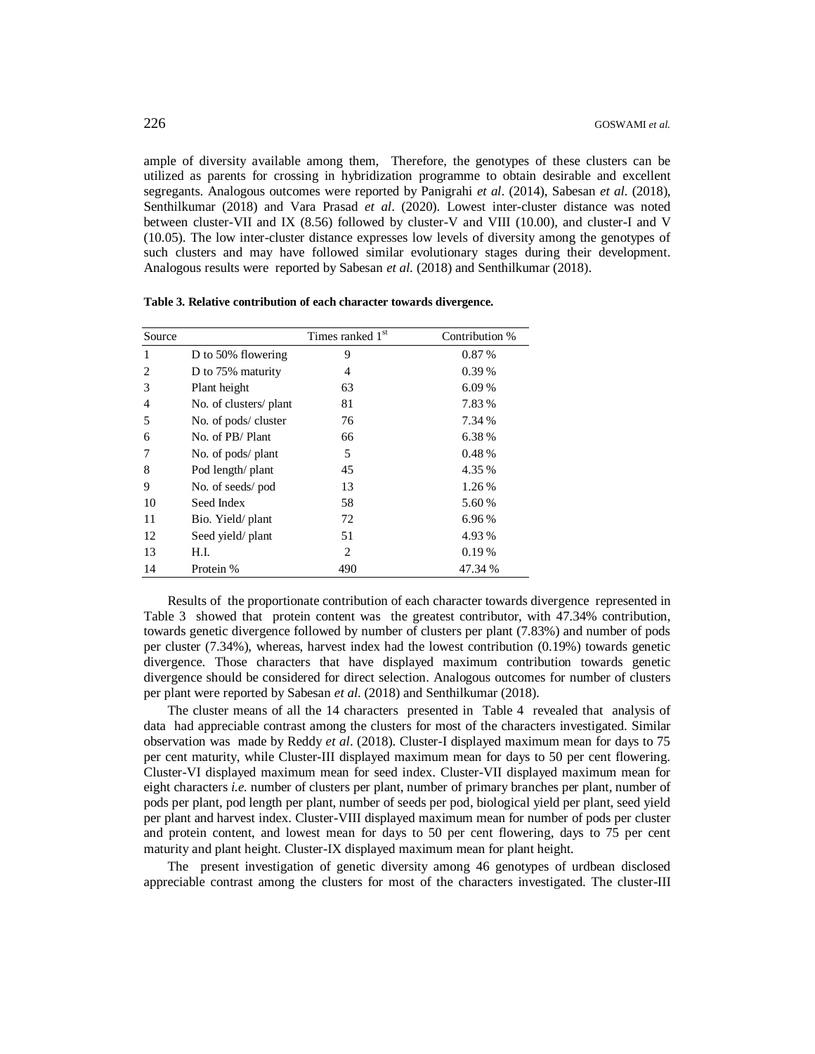ample of diversity available among them, Therefore, the genotypes of these clusters can be utilized as parents for crossing in hybridization programme to obtain desirable and excellent segregants. Analogous outcomes were reported by Panigrahi *et al*. (2014), Sabesan *et al*. (2018), Senthilkumar (2018) and Vara Prasad *et al*. (2020). Lowest inter-cluster distance was noted between cluster-VII and IX (8.56) followed by cluster-V and VIII (10.00), and cluster-I and V (10.05). The low inter-cluster distance expresses low levels of diversity among the genotypes of such clusters and may have followed similar evolutionary stages during their development. Analogous results were reported by Sabesan *et al*. (2018) and Senthilkumar (2018).

**Table 3. Relative contribution of each character towards divergence.**

| Source | | Times ranked 1st | Contribution % |
|---|---|---|---|
| 1 | D to 50% flowering | 9 | 0.87 % |
| 2 | D to 75% maturity | 4 | 0.39 % |
| 3 | Plant height | 63 | 6.09 % |
| 4 | No. of clusters/ plant | 81 | 7.83 % |
| 5 | No. of pods/ cluster | 76 | 7.34 % |
| 6 | No. of PB/ Plant | 66 | 6.38 % |
| 7 | No. of pods/ plant | 5 | 0.48 % |
| 8 | Pod length/ plant | 45 | 4.35 % |
| 9 | No. of seeds/ pod | 13 | 1.26 % |
| 10 | Seed Index | 58 | 5.60 % |
| 11 | Bio. Yield/ plant | 72 | 6.96 % |
| 12 | Seed yield/ plant | 51 | 4.93 % |
| 13 | H.I. | 2 | 0.19 % |
| 14 | Protein % | 490 | 47.34 % |

Results of the proportionate contribution of each character towards divergence represented in Table 3 showed that protein content was the greatest contributor, with 47.34% contribution, towards genetic divergence followed by number of clusters per plant (7.83%) and number of pods per cluster (7.34%), whereas, harvest index had the lowest contribution (0.19%) towards genetic divergence. Those characters that have displayed maximum contribution towards genetic divergence should be considered for direct selection. Analogous outcomes for number of clusters per plant were reported by Sabesan *et al*. (2018) and Senthilkumar (2018).

The cluster means of all the 14 characters presented in Table 4 revealed that analysis of data had appreciable contrast among the clusters for most of the characters investigated. Similar observation was made by Reddy *et al*. (2018). Cluster-I displayed maximum mean for days to 75 per cent maturity, while Cluster-III displayed maximum mean for days to 50 per cent flowering. Cluster-VI displayed maximum mean for seed index. Cluster-VII displayed maximum mean for eight characters *i.e.* number of clusters per plant, number of primary branches per plant, number of pods per plant, pod length per plant, number of seeds per pod, biological yield per plant, seed yield per plant and harvest index. Cluster-VIII displayed maximum mean for number of pods per cluster and protein content, and lowest mean for days to 50 per cent flowering, days to 75 per cent maturity and plant height. Cluster-IX displayed maximum mean for plant height.

The present investigation of genetic diversity among 46 genotypes of urdbean disclosed appreciable contrast among the clusters for most of the characters investigated. The cluster-III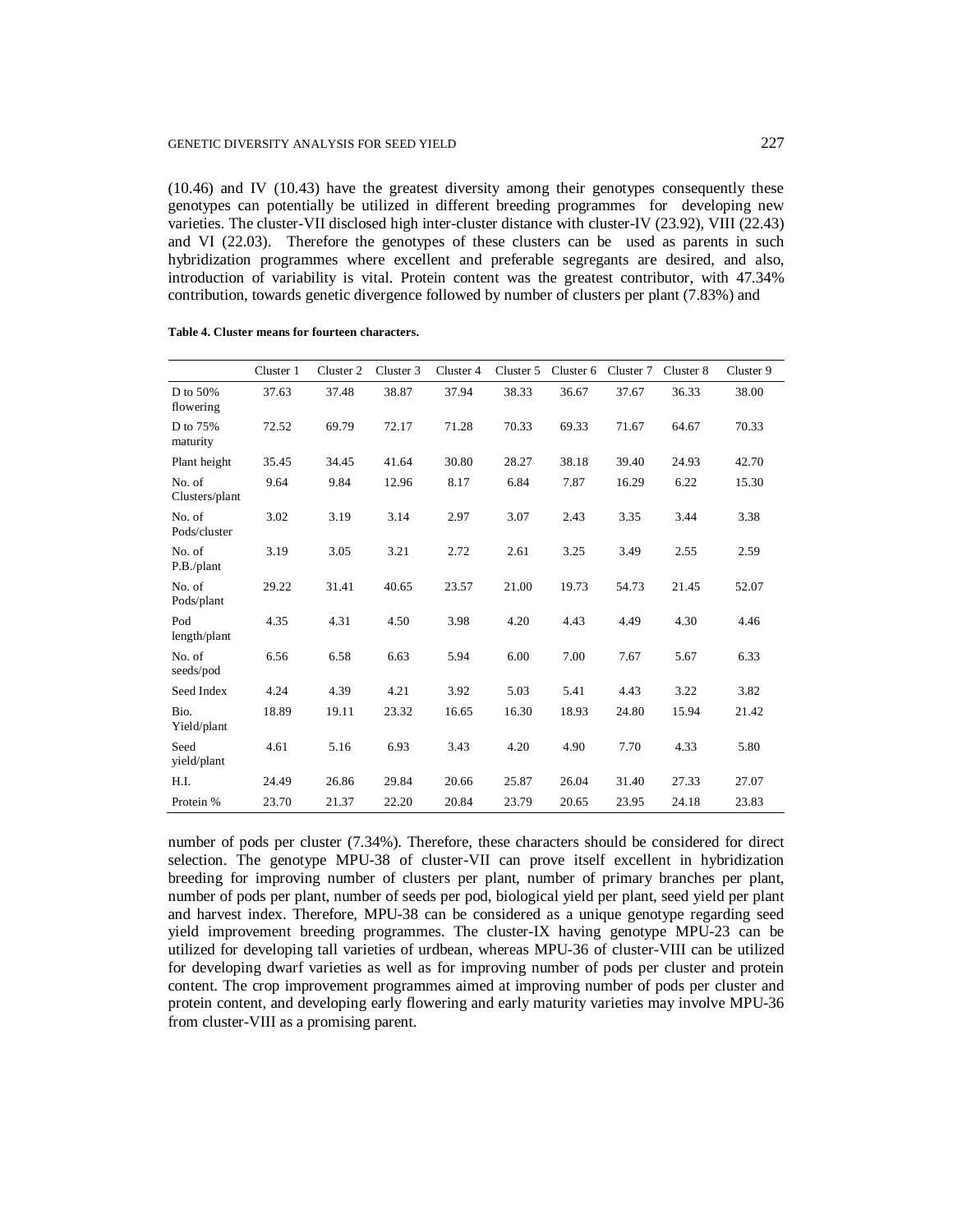(10.46) and IV (10.43) have the greatest diversity among their genotypes consequently these genotypes can potentially be utilized in different breeding programmes for developing new varieties. The cluster-VII disclosed high inter-cluster distance with cluster-IV (23.92), VIII (22.43) and VI (22.03). Therefore the genotypes of these clusters can be used as parents in such hybridization programmes where excellent and preferable segregants are desired, and also, introduction of variability is vital. Protein content was the greatest contributor, with 47.34% contribution, towards genetic divergence followed by number of clusters per plant (7.83%) and

**Table 4. Cluster means for fourteen characters.**

| | Cluster 1 | Cluster 2 | Cluster 3 | Cluster 4 | Cluster 5 | Cluster 6 | Cluster 7 | Cluster 8 | Cluster 9 |
|---|---|---|---|---|---|---|---|---|---|
| D to 50% flowering | 37.63 | 37.48 | 38.87 | 37.94 | 38.33 | 36.67 | 37.67 | 36.33 | 38.00 |
| D to 75% maturity | 72.52 | 69.79 | 72.17 | 71.28 | 70.33 | 69.33 | 71.67 | 64.67 | 70.33 |
| Plant height | 35.45 | 34.45 | 41.64 | 30.80 | 28.27 | 38.18 | 39.40 | 24.93 | 42.70 |
| No. of Clusters/plant | 9.64 | 9.84 | 12.96 | 8.17 | 6.84 | 7.87 | 16.29 | 6.22 | 15.30 |
| No. of Pods/cluster | 3.02 | 3.19 | 3.14 | 2.97 | 3.07 | 2.43 | 3.35 | 3.44 | 3.38 |
| No. of P.B./plant | 3.19 | 3.05 | 3.21 | 2.72 | 2.61 | 3.25 | 3.49 | 2.55 | 2.59 |
| No. of Pods/plant | 29.22 | 31.41 | 40.65 | 23.57 | 21.00 | 19.73 | 54.73 | 21.45 | 52.07 |
| Pod length/plant | 4.35 | 4.31 | 4.50 | 3.98 | 4.20 | 4.43 | 4.49 | 4.30 | 4.46 |
| No. of seeds/pod | 6.56 | 6.58 | 6.63 | 5.94 | 6.00 | 7.00 | 7.67 | 5.67 | 6.33 |
| Seed Index | 4.24 | 4.39 | 4.21 | 3.92 | 5.03 | 5.41 | 4.43 | 3.22 | 3.82 |
| Bio. Yield/plant | 18.89 | 19.11 | 23.32 | 16.65 | 16.30 | 18.93 | 24.80 | 15.94 | 21.42 |
| Seed yield/plant | 4.61 | 5.16 | 6.93 | 3.43 | 4.20 | 4.90 | 7.70 | 4.33 | 5.80 |
| H.I. | 24.49 | 26.86 | 29.84 | 20.66 | 25.87 | 26.04 | 31.40 | 27.33 | 27.07 |
| Protein % | 23.70 | 21.37 | 22.20 | 20.84 | 23.79 | 20.65 | 23.95 | 24.18 | 23.83 |

number of pods per cluster (7.34%). Therefore, these characters should be considered for direct selection. The genotype MPU-38 of cluster-VII can prove itself excellent in hybridization breeding for improving number of clusters per plant, number of primary branches per plant, number of pods per plant, number of seeds per pod, biological yield per plant, seed yield per plant and harvest index. Therefore, MPU-38 can be considered as a unique genotype regarding seed yield improvement breeding programmes. The cluster-IX having genotype MPU-23 can be utilized for developing tall varieties of urdbean, whereas MPU-36 of cluster-VIII can be utilized for developing dwarf varieties as well as for improving number of pods per cluster and protein content. The crop improvement programmes aimed at improving number of pods per cluster and protein content, and developing early flowering and early maturity varieties may involve MPU-36 from cluster-VIII as a promising parent.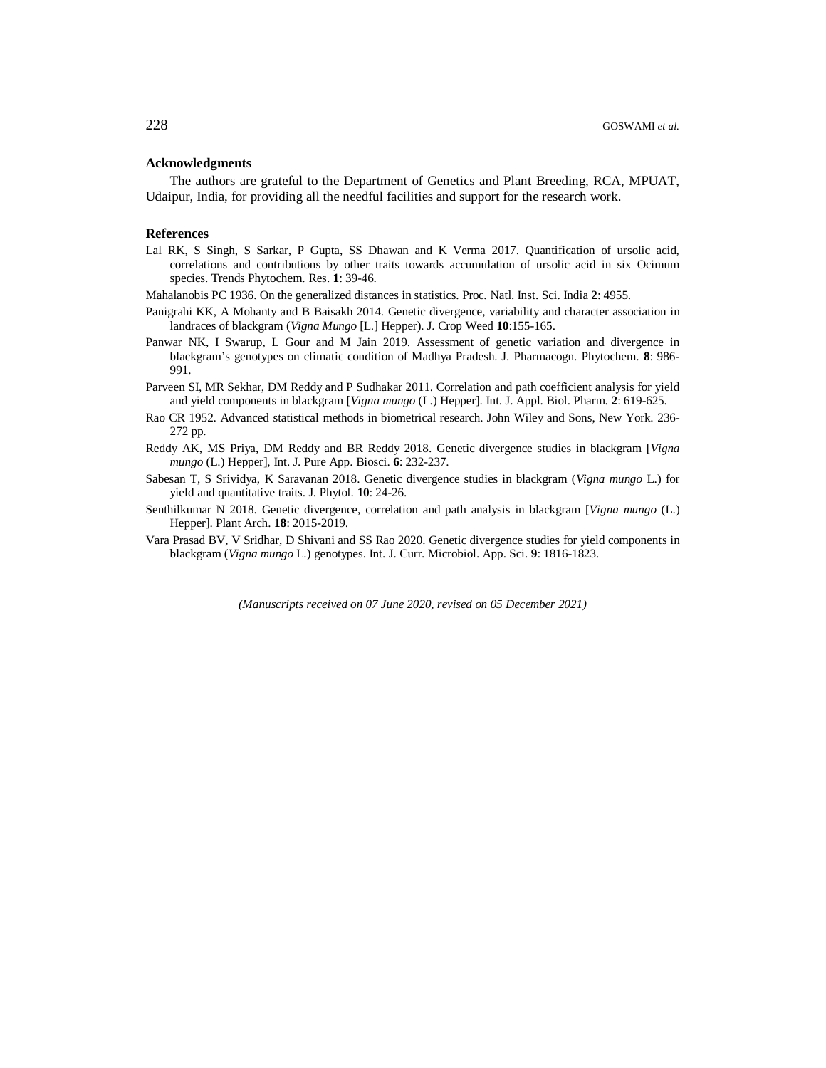**Acknowledgments**

The authors are grateful to the Department of Genetics and Plant Breeding, RCA, MPUAT, Udaipur, India, for providing all the needful facilities and support for the research work.

**References**

Lal RK, S Singh, S Sarkar, P Gupta, SS Dhawan and K Verma 2017. Quantification of ursolic acid, correlations and contributions by other traits towards accumulation of ursolic acid in six Ocimum species. Trends Phytochem. Res. **1**: 39-46.

Mahalanobis PC 1936. On the generalized distances in statistics. Proc. Natl. Inst. Sci. India **2**: 4955.

Panigrahi KK, A Mohanty and B Baisakh 2014. Genetic divergence, variability and character association in landraces of blackgram (*Vigna Mungo* [L.] Hepper). J. Crop Weed **10**:155-165.

Panwar NK, I Swarup, L Gour and M Jain 2019. Assessment of genetic variation and divergence in blackgram's genotypes on climatic condition of Madhya Pradesh. J. Pharmacogn. Phytochem. **8**: 986-991.

Parveen SI, MR Sekhar, DM Reddy and P Sudhakar 2011. Correlation and path coefficient analysis for yield and yield components in blackgram [*Vigna mungo* (L.) Hepper]. Int. J. Appl. Biol. Pharm. **2**: 619-625.

Rao CR 1952. Advanced statistical methods in biometrical research. John Wiley and Sons, New York. 236-272 pp.

Reddy AK, MS Priya, DM Reddy and BR Reddy 2018. Genetic divergence studies in blackgram [*Vigna mungo* (L.) Hepper], Int. J. Pure App. Biosci. **6**: 232-237.

Sabesan T, S Srividya, K Saravanan 2018. Genetic divergence studies in blackgram (*Vigna mungo* L.) for yield and quantitative traits. J. Phytol. **10**: 24-26.

Senthilkumar N 2018. Genetic divergence, correlation and path analysis in blackgram [*Vigna mungo* (L.) Hepper]. Plant Arch. **18**: 2015-2019.

Vara Prasad BV, V Sridhar, D Shivani and SS Rao 2020. Genetic divergence studies for yield components in blackgram (*Vigna mungo* L.) genotypes. Int. J. Curr. Microbiol. App. Sci. **9**: 1816-1823.

*(Manuscripts received on 07 June 2020, revised on 05 December 2021)*